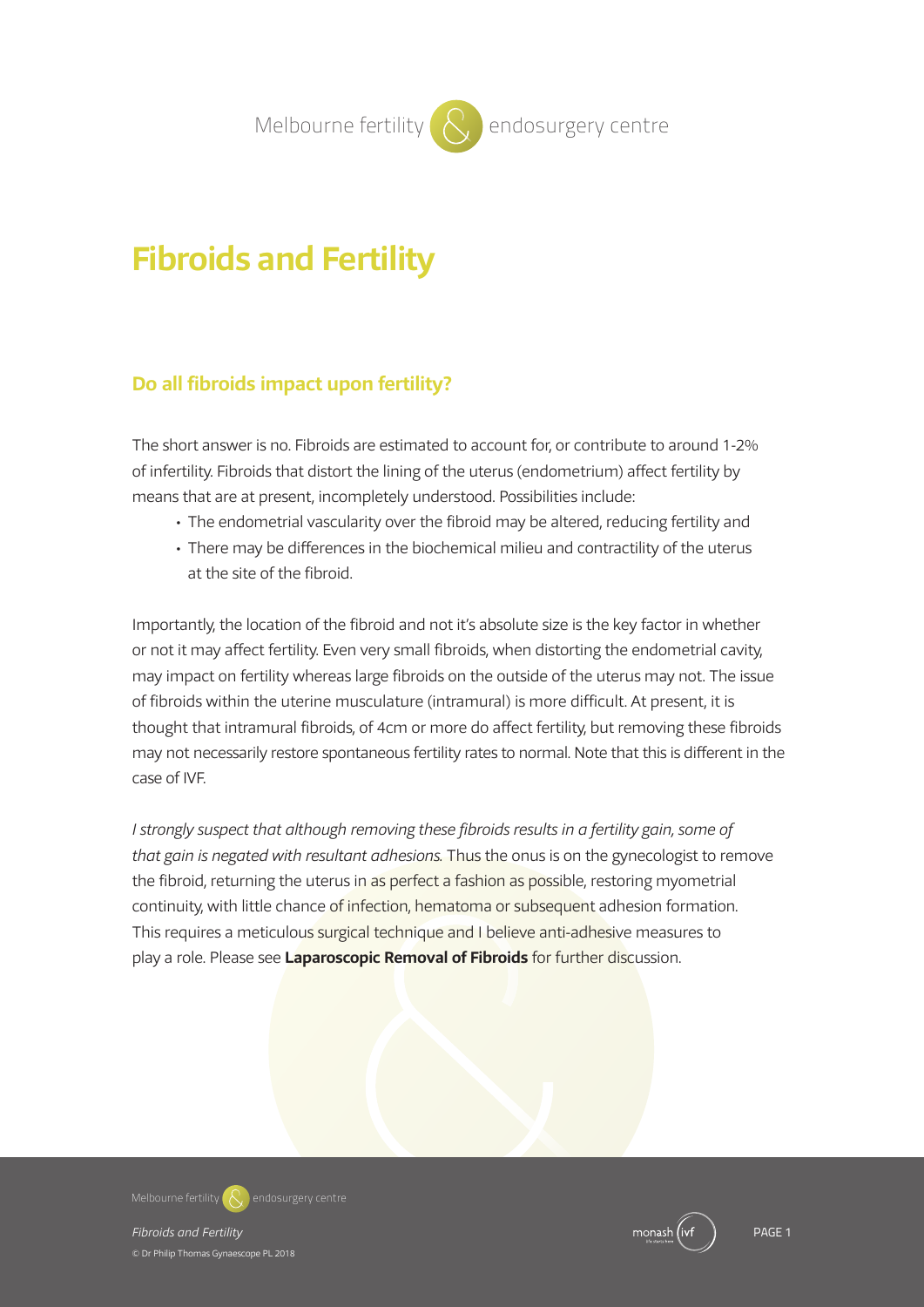# Fibroids and Fertility

## Do all fibroids impact upon fertility?

The short answer is no. Fibroids are estimated to account for, or contribute to around 1-2% of infertility. Fibroids that distort the lining of the uterus (endometrium) affect fertility by means that are at present, incompletely understood. Possibilities include:

- The endometrial vascularity over the fibroid may be altered, reducing fertility and
- There may be differences in the biochemical milieu and contractility of the uterus at the site of the fibroid.

Importantly, the location of the fibroid and not it's absolute size is the key factor in whether or not it may affect fertility. Even very small fibroids, when distorting the endometrial cavity, may impact on fertility whereas large fibroids on the outside of the uterus may not. The issue of fibroids within the uterine musculature (intramural) is more difficult. At present, it is thought that intramural fibroids, of 4cm or more do affect fertility, but removing these fibroids may not necessarily restore spontaneous fertility rates to normal. Note that this is different in the case of IVF.

*I strongly suspect that although removing these fibroids results in a fertility gain, some of that gain is negated with resultant adhesions.* Thus the onus is on the gynecologist to remove the fibroid, returning the uterus in as perfect a fashion as possible, restoring myometrial continuity, with little chance of infection, hematoma or subsequent adhesion formation. This requires a meticulous surgical technique and I believe anti-adhesive measures to play a role. Please see **Laparoscopic Removal of Fibroids** for further discussion.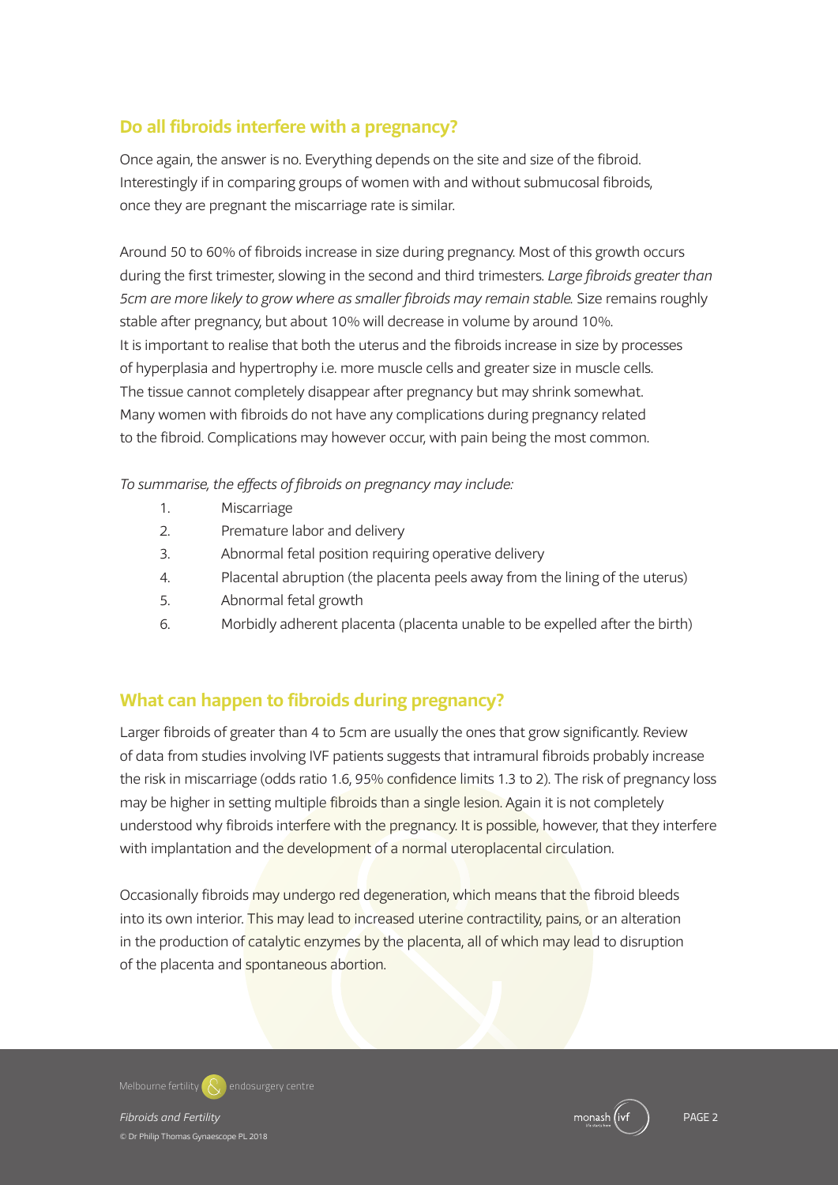## Do all fibroids interfere with a pregnancy?

Once again, the answer is no. Everything depends on the site and size of the fibroid. Interestingly if in comparing groups of women with and without submucosal fibroids, once they are pregnant the miscarriage rate is similar.

Around 50 to 60% of fibroids increase in size during pregnancy. Most of this growth occurs during the first trimester, slowing in the second and third trimesters. *Large fibroids greater than 5cm are more likely to grow where as smaller fibroids may remain stable.* Size remains roughly stable after pregnancy, but about 10% will decrease in volume by around 10%. It is important to realise that both the uterus and the fibroids increase in size by processes of hyperplasia and hypertrophy i.e. more muscle cells and greater size in muscle cells. The tissue cannot completely disappear after pregnancy but may shrink somewhat. Many women with fibroids do not have any complications during pregnancy related to the fibroid. Complications may however occur, with pain being the most common.

*To summarise, the effects of fibroids on pregnancy may include:*

1. Miscarriage
2. Premature labor and delivery
3. Abnormal fetal position requiring operative delivery
4. Placental abruption (the placenta peels away from the lining of the uterus)
5. Abnormal fetal growth
6. Morbidly adherent placenta (placenta unable to be expelled after the birth)

## What can happen to fibroids during pregnancy?

Larger fibroids of greater than 4 to 5cm are usually the ones that grow significantly. Review of data from studies involving IVF patients suggests that intramural fibroids probably increase the risk in miscarriage (odds ratio 1.6, 95% confidence limits 1.3 to 2). The risk of pregnancy loss may be higher in setting multiple fibroids than a single lesion. Again it is not completely understood why fibroids interfere with the pregnancy. It is possible, however, that they interfere with implantation and the development of a normal uteroplacental circulation.

Occasionally fibroids may undergo red degeneration, which means that the fibroid bleeds into its own interior. This may lead to increased uterine contractility, pains, or an alteration in the production of catalytic enzymes by the placenta, all of which may lead to disruption of the placenta and spontaneous abortion.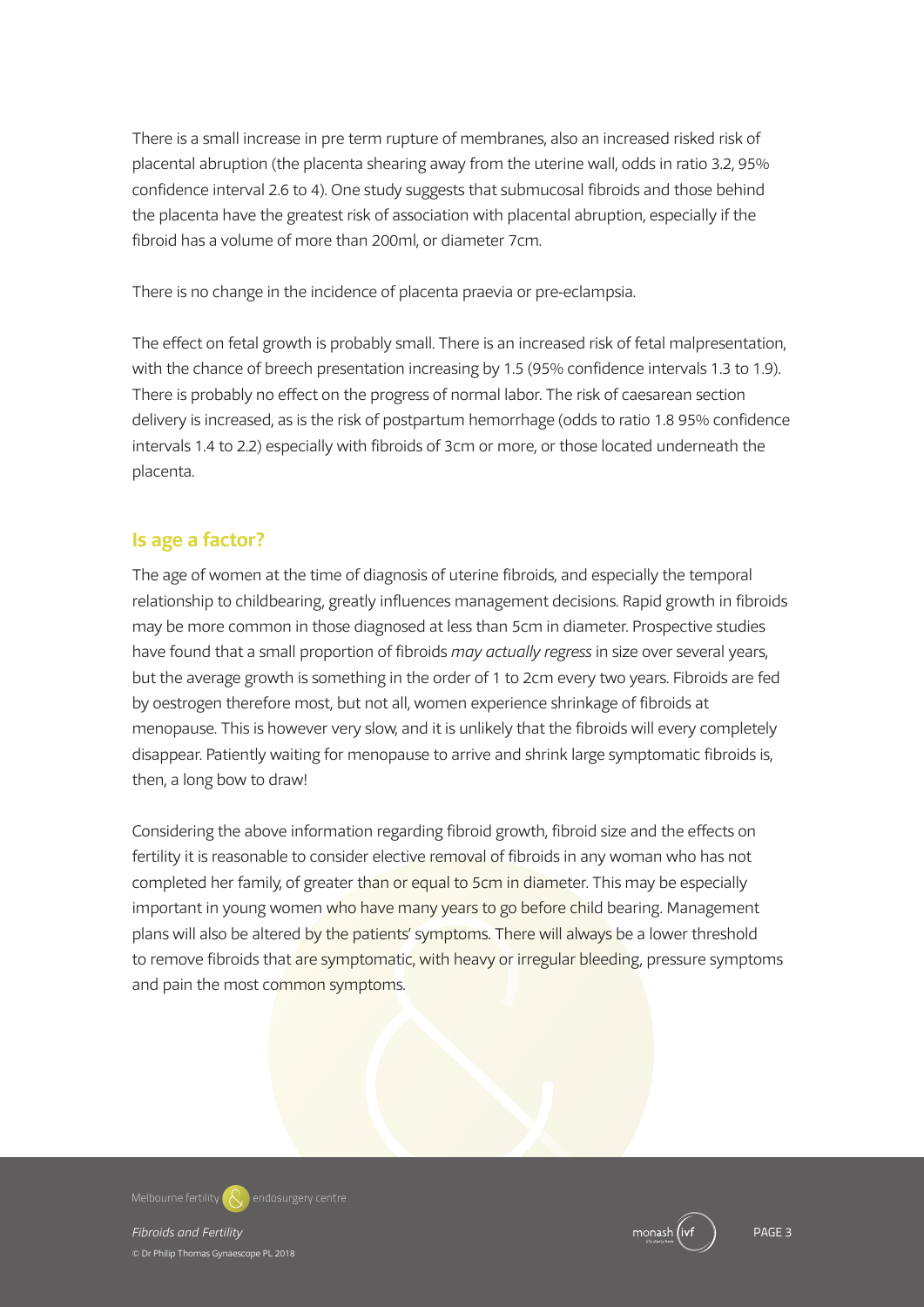There is a small increase in pre term rupture of membranes, also an increased risked risk of placental abruption (the placenta shearing away from the uterine wall, odds in ratio 3.2, 95% confidence interval 2.6 to 4). One study suggests that submucosal fibroids and those behind the placenta have the greatest risk of association with placental abruption, especially if the fibroid has a volume of more than 200ml, or diameter 7cm.

There is no change in the incidence of placenta praevia or pre-eclampsia.

The effect on fetal growth is probably small. There is an increased risk of fetal malpresentation, with the chance of breech presentation increasing by 1.5 (95% confidence intervals 1.3 to 1.9). There is probably no effect on the progress of normal labor. The risk of caesarean section delivery is increased, as is the risk of postpartum hemorrhage (odds to ratio 1.8 95% confidence intervals 1.4 to 2.2) especially with fibroids of 3cm or more, or those located underneath the placenta.

## Is age a factor?

The age of women at the time of diagnosis of uterine fibroids, and especially the temporal relationship to childbearing, greatly influences management decisions. Rapid growth in fibroids may be more common in those diagnosed at less than 5cm in diameter. Prospective studies have found that a small proportion of fibroids *may actually regress* in size over several years, but the average growth is something in the order of 1 to 2cm every two years. Fibroids are fed by oestrogen therefore most, but not all, women experience shrinkage of fibroids at menopause. This is however very slow, and it is unlikely that the fibroids will every completely disappear. Patiently waiting for menopause to arrive and shrink large symptomatic fibroids is, then, a long bow to draw!

Considering the above information regarding fibroid growth, fibroid size and the effects on fertility it is reasonable to consider elective removal of fibroids in any woman who has not completed her family, of greater than or equal to 5cm in diameter. This may be especially important in young women who have many years to go before child bearing. Management plans will also be altered by the patients' symptoms. There will always be a lower threshold to remove fibroids that are symptomatic, with heavy or irregular bleeding, pressure symptoms and pain the most common symptoms.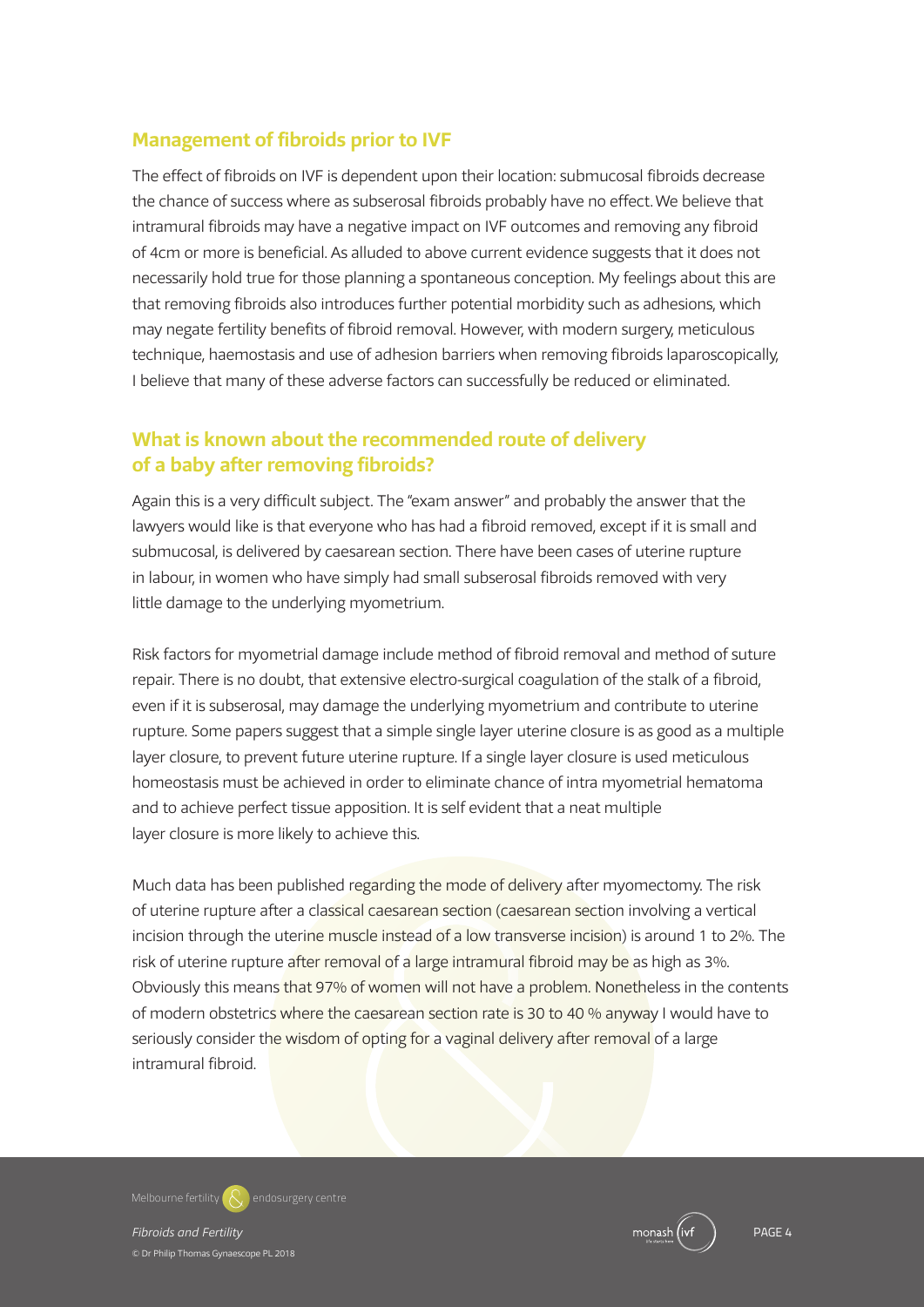## Management of fibroids prior to IVF

The effect of fibroids on IVF is dependent upon their location: submucosal fibroids decrease the chance of success where as subserosal fibroids probably have no effect. We believe that intramural fibroids may have a negative impact on IVF outcomes and removing any fibroid of 4cm or more is beneficial. As alluded to above current evidence suggests that it does not necessarily hold true for those planning a spontaneous conception. My feelings about this are that removing fibroids also introduces further potential morbidity such as adhesions, which may negate fertility benefits of fibroid removal. However, with modern surgery, meticulous technique, haemostasis and use of adhesion barriers when removing fibroids laparoscopically, I believe that many of these adverse factors can successfully be reduced or eliminated.

## What is known about the recommended route of delivery of a baby after removing fibroids?

Again this is a very difficult subject. The "exam answer" and probably the answer that the lawyers would like is that everyone who has had a fibroid removed, except if it is small and submucosal, is delivered by caesarean section. There have been cases of uterine rupture in labour, in women who have simply had small subserosal fibroids removed with very little damage to the underlying myometrium.

Risk factors for myometrial damage include method of fibroid removal and method of suture repair. There is no doubt, that extensive electro-surgical coagulation of the stalk of a fibroid, even if it is subserosal, may damage the underlying myometrium and contribute to uterine rupture. Some papers suggest that a simple single layer uterine closure is as good as a multiple layer closure, to prevent future uterine rupture. If a single layer closure is used meticulous homeostasis must be achieved in order to eliminate chance of intra myometrial hematoma and to achieve perfect tissue apposition. It is self evident that a neat multiple layer closure is more likely to achieve this.

Much data has been published regarding the mode of delivery after myomectomy. The risk of uterine rupture after a classical caesarean section (caesarean section involving a vertical incision through the uterine muscle instead of a low transverse incision) is around 1 to 2%. The risk of uterine rupture after removal of a large intramural fibroid may be as high as 3%. Obviously this means that 97% of women will not have a problem. Nonetheless in the contents of modern obstetrics where the caesarean section rate is 30 to 40 % anyway I would have to seriously consider the wisdom of opting for a vaginal delivery after removal of a large intramural fibroid.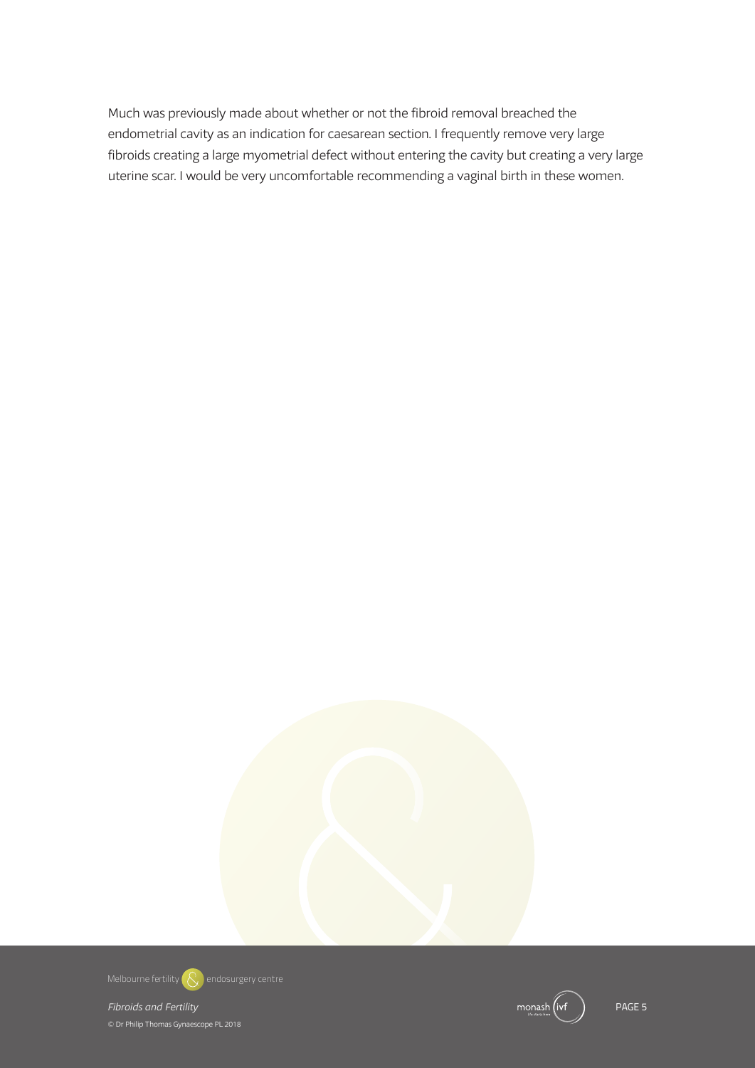Much was previously made about whether or not the fibroid removal breached the endometrial cavity as an indication for caesarean section. I frequently remove very large fibroids creating a large myometrial defect without entering the cavity but creating a very large uterine scar. I would be very uncomfortable recommending a vaginal birth in these women.